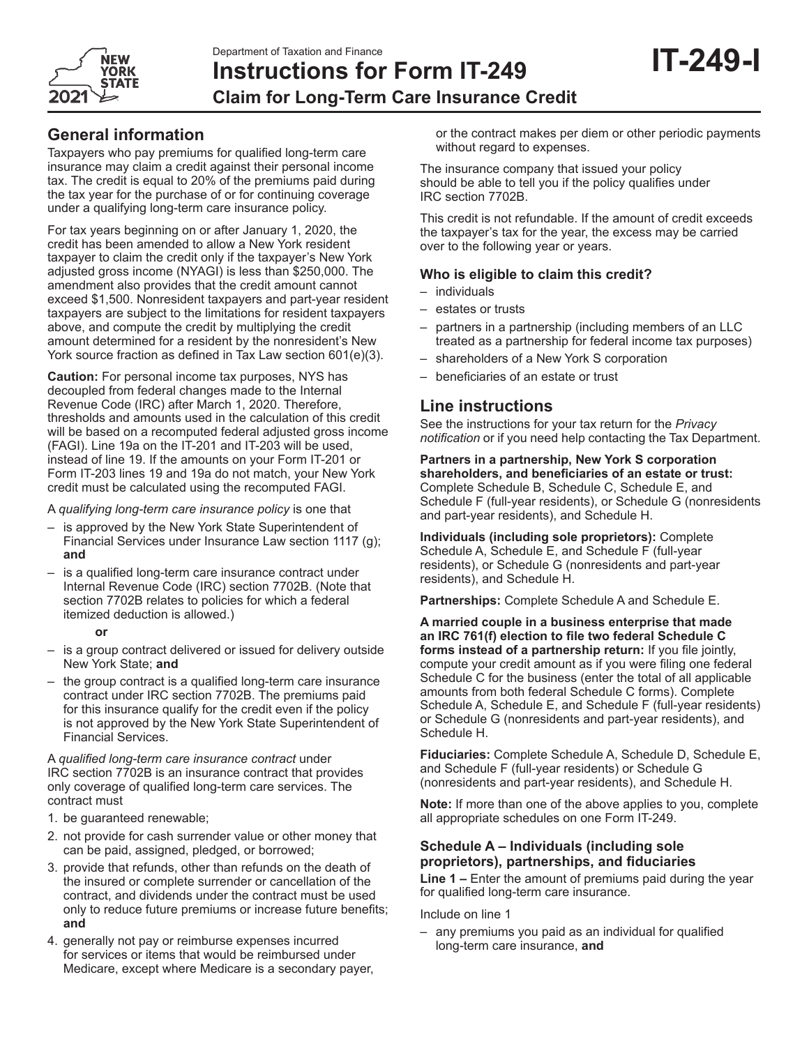Department of Taxation and Finance

# Instructions for Form IT-249

## Claim for Long-Term Care Insurance Credit

**IT-249-I**

2021

## General information

Taxpayers who pay premiums for qualified long-term care insurance may claim a credit against their personal income tax. The credit is equal to 20% of the premiums paid during the tax year for the purchase of or for continuing coverage under a qualifying long-term care insurance policy.

For tax years beginning on or after January 1, 2020, the credit has been amended to allow a New York resident taxpayer to claim the credit only if the taxpayer's New York adjusted gross income (NYAGI) is less than $250,000. The amendment also provides that the credit amount cannot exceed $1,500. Nonresident taxpayers and part-year resident taxpayers are subject to the limitations for resident taxpayers above, and compute the credit by multiplying the credit amount determined for a resident by the nonresident's New York source fraction as defined in Tax Law section 601(e)(3).

**Caution:** For personal income tax purposes, NYS has decoupled from federal changes made to the Internal Revenue Code (IRC) after March 1, 2020. Therefore, thresholds and amounts used in the calculation of this credit will be based on a recomputed federal adjusted gross income (FAGI). Line 19a on the IT-201 and IT-203 will be used, instead of line 19. If the amounts on your Form IT-201 or Form IT-203 lines 19 and 19a do not match, your New York credit must be calculated using the recomputed FAGI.

A *qualifying long-term care insurance policy* is one that

- is approved by the New York State Superintendent of Financial Services under Insurance Law section 1117 (g); **and**
- is a qualified long-term care insurance contract under Internal Revenue Code (IRC) section 7702B. (Note that section 7702B relates to policies for which a federal itemized deduction is allowed.)

**or**

- is a group contract delivered or issued for delivery outside New York State; **and**
- the group contract is a qualified long-term care insurance contract under IRC section 7702B. The premiums paid for this insurance qualify for the credit even if the policy is not approved by the New York State Superintendent of Financial Services.

A *qualified long-term care insurance contract* under IRC section 7702B is an insurance contract that provides only coverage of qualified long-term care services. The contract must

1. be guaranteed renewable;
2. not provide for cash surrender value or other money that can be paid, assigned, pledged, or borrowed;
3. provide that refunds, other than refunds on the death of the insured or complete surrender or cancellation of the contract, and dividends under the contract must be used only to reduce future premiums or increase future benefits; **and**
4. generally not pay or reimburse expenses incurred for services or items that would be reimbursed under Medicare, except where Medicare is a secondary payer, or the contract makes per diem or other periodic payments without regard to expenses.

The insurance company that issued your policy should be able to tell you if the policy qualifies under IRC section 7702B.

This credit is not refundable. If the amount of credit exceeds the taxpayer's tax for the year, the excess may be carried over to the following year or years.

### Who is eligible to claim this credit?

- individuals
- estates or trusts
- partners in a partnership (including members of an LLC treated as a partnership for federal income tax purposes)
- shareholders of a New York S corporation
- beneficiaries of an estate or trust

## Line instructions

See the instructions for your tax return for the *Privacy notification* or if you need help contacting the Tax Department.

**Partners in a partnership, New York S corporation shareholders, and beneficiaries of an estate or trust:** Complete Schedule B, Schedule C, Schedule E, and Schedule F (full-year residents), or Schedule G (nonresidents and part-year residents), and Schedule H.

**Individuals (including sole proprietors):** Complete Schedule A, Schedule E, and Schedule F (full-year residents), or Schedule G (nonresidents and part-year residents), and Schedule H.

**Partnerships:** Complete Schedule A and Schedule E.

**A married couple in a business enterprise that made an IRC 761(f) election to file two federal Schedule C forms instead of a partnership return:** If you file jointly, compute your credit amount as if you were filing one federal Schedule C for the business (enter the total of all applicable amounts from both federal Schedule C forms). Complete Schedule A, Schedule E, and Schedule F (full-year residents) or Schedule G (nonresidents and part-year residents), and Schedule H.

**Fiduciaries:** Complete Schedule A, Schedule D, Schedule E, and Schedule F (full-year residents) or Schedule G (nonresidents and part-year residents), and Schedule H.

**Note:** If more than one of the above applies to you, complete all appropriate schedules on one Form IT-249.

### Schedule A – Individuals (including sole proprietors), partnerships, and fiduciaries

**Line 1 –** Enter the amount of premiums paid during the year for qualified long-term care insurance.

Include on line 1

- any premiums you paid as an individual for qualified long-term care insurance, **and**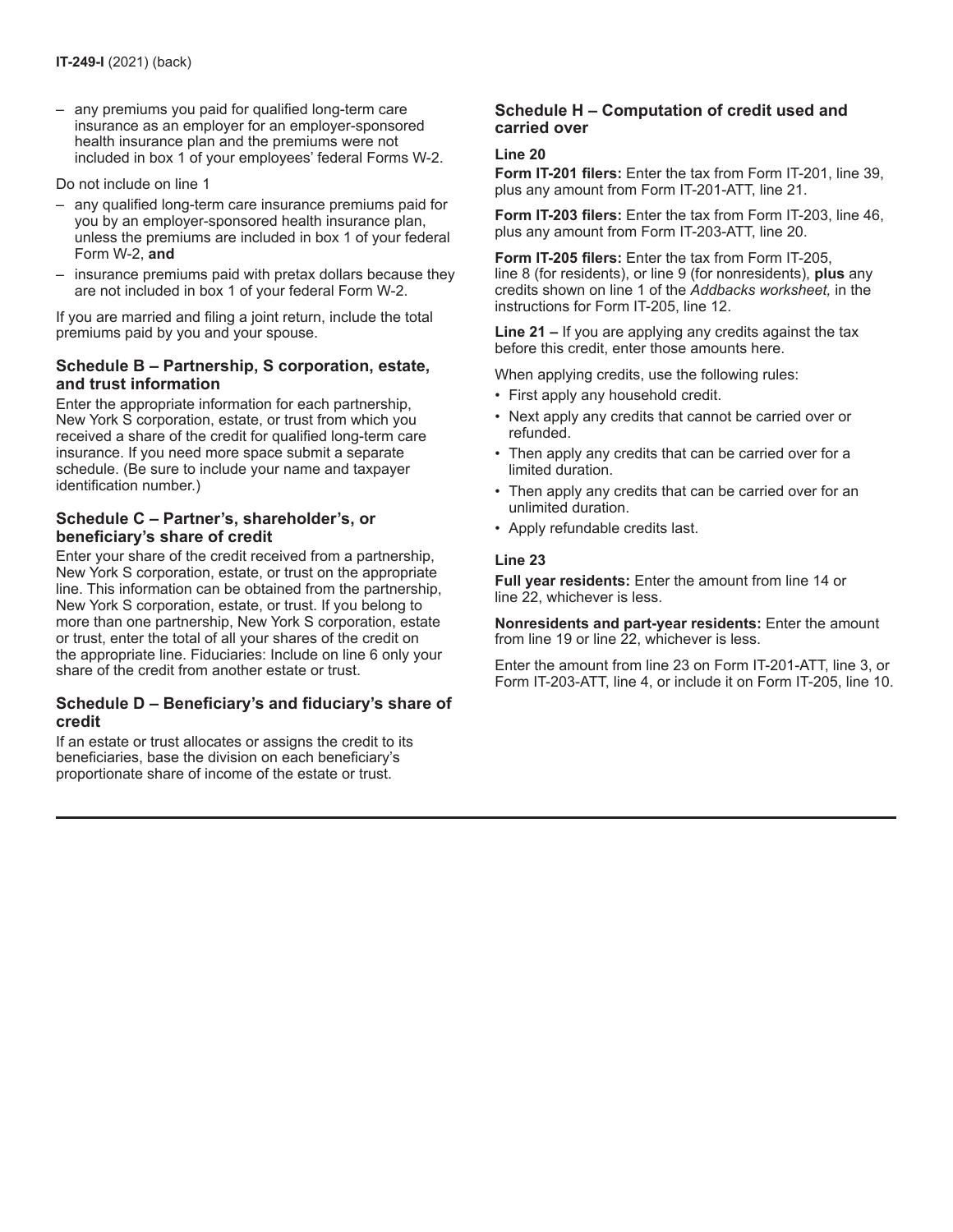– any premiums you paid for qualified long-term care insurance as an employer for an employer-sponsored health insurance plan and the premiums were not included in box 1 of your employees' federal Forms W-2.

Do not include on line 1

– any qualified long-term care insurance premiums paid for you by an employer-sponsored health insurance plan, unless the premiums are included in box 1 of your federal Form W-2, **and**

– insurance premiums paid with pretax dollars because they are not included in box 1 of your federal Form W-2.

If you are married and filing a joint return, include the total premiums paid by you and your spouse.

### Schedule B – Partnership, S corporation, estate, and trust information

Enter the appropriate information for each partnership, New York S corporation, estate, or trust from which you received a share of the credit for qualified long-term care insurance. If you need more space submit a separate schedule. (Be sure to include your name and taxpayer identification number.)

### Schedule C – Partner's, shareholder's, or beneficiary's share of credit

Enter your share of the credit received from a partnership, New York S corporation, estate, or trust on the appropriate line. This information can be obtained from the partnership, New York S corporation, estate, or trust. If you belong to more than one partnership, New York S corporation, estate or trust, enter the total of all your shares of the credit on the appropriate line. Fiduciaries: Include on line 6 only your share of the credit from another estate or trust.

### Schedule D – Beneficiary's and fiduciary's share of credit

If an estate or trust allocates or assigns the credit to its beneficiaries, base the division on each beneficiary's proportionate share of income of the estate or trust.

### Schedule H – Computation of credit used and carried over

**Line 20**

**Form IT-201 filers:** Enter the tax from Form IT-201, line 39, plus any amount from Form IT-201-ATT, line 21.

**Form IT-203 filers:** Enter the tax from Form IT-203, line 46, plus any amount from Form IT-203-ATT, line 20.

**Form IT-205 filers:** Enter the tax from Form IT-205, line 8 (for residents), or line 9 (for nonresidents), **plus** any credits shown on line 1 of the *Addbacks worksheet,* in the instructions for Form IT-205, line 12.

**Line 21 –** If you are applying any credits against the tax before this credit, enter those amounts here.

When applying credits, use the following rules:

- First apply any household credit.
- Next apply any credits that cannot be carried over or refunded.
- Then apply any credits that can be carried over for a limited duration.
- Then apply any credits that can be carried over for an unlimited duration.
- Apply refundable credits last.

**Line 23**

**Full year residents:** Enter the amount from line 14 or line 22, whichever is less.

**Nonresidents and part-year residents:** Enter the amount from line 19 or line 22, whichever is less.

Enter the amount from line 23 on Form IT-201-ATT, line 3, or Form IT-203-ATT, line 4, or include it on Form IT-205, line 10.